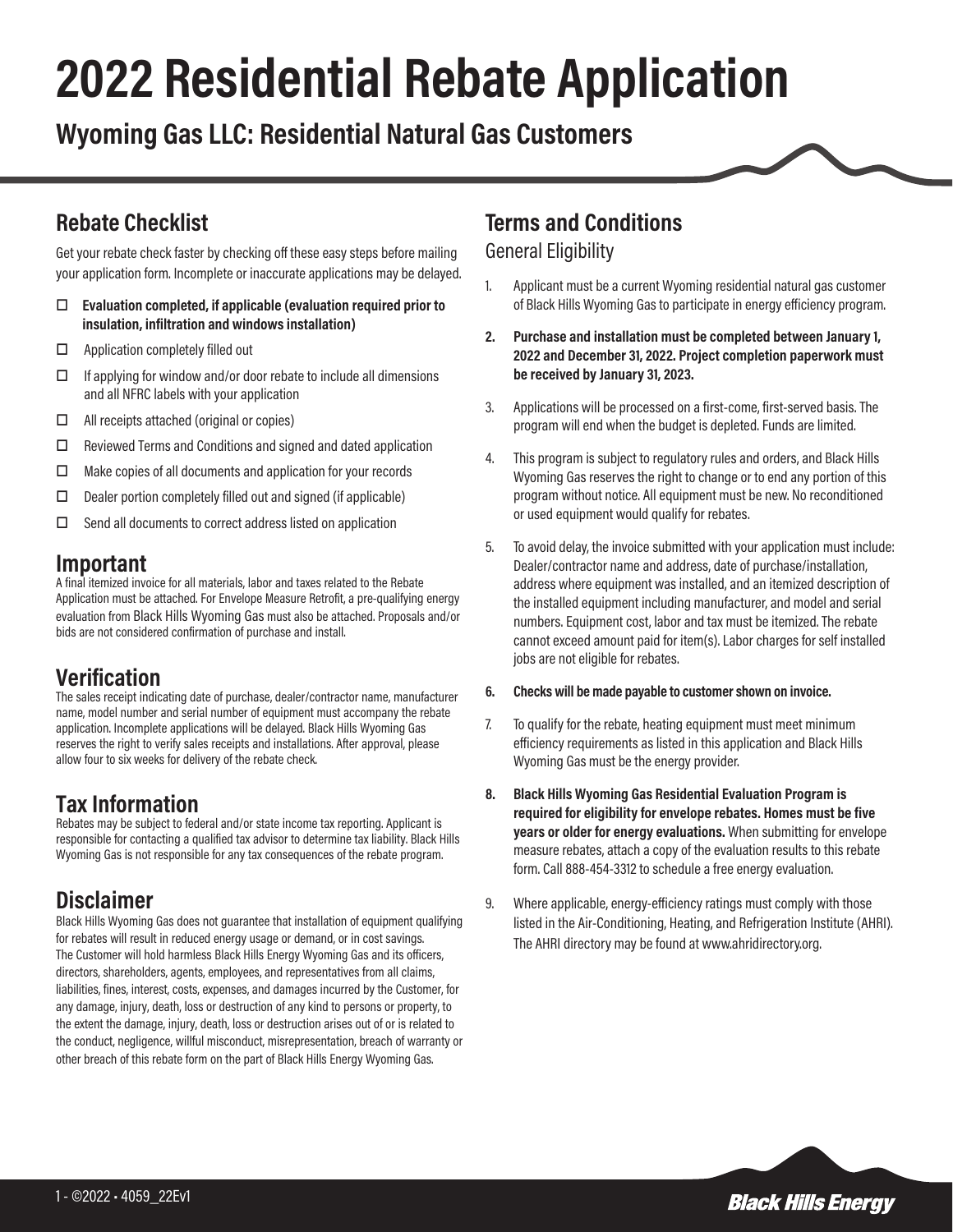# 2022 Residential Rebate Application

## Wyoming Gas LLC: Residential Natural Gas Customers

## Rebate Checklist

Get your rebate check faster by checking off these easy steps before mailing your application form. Incomplete or inaccurate applications may be delayed.

- ☐ **Evaluation completed, if applicable (evaluation required prior to insulation, infiltration and windows installation)**
- ☐ Application completely filled out
- ☐ If applying for window and/or door rebate to include all dimensions and all NFRC labels with your application
- ☐ All receipts attached (original or copies)
- ☐ Reviewed Terms and Conditions and signed and dated application
- ☐ Make copies of all documents and application for your records
- ☐ Dealer portion completely filled out and signed (if applicable)
- ☐ Send all documents to correct address listed on application

## Important

A final itemized invoice for all materials, labor and taxes related to the Rebate Application must be attached. For Envelope Measure Retrofit, a pre-qualifying energy evaluation from Black Hills Wyoming Gas must also be attached. Proposals and/or bids are not considered confirmation of purchase and install.

## Verification

The sales receipt indicating date of purchase, dealer/contractor name, manufacturer name, model number and serial number of equipment must accompany the rebate application. Incomplete applications will be delayed. Black Hills Wyoming Gas reserves the right to verify sales receipts and installations. After approval, please allow four to six weeks for delivery of the rebate check.

## Tax Information

Rebates may be subject to federal and/or state income tax reporting. Applicant is responsible for contacting a qualified tax advisor to determine tax liability. Black Hills Wyoming Gas is not responsible for any tax consequences of the rebate program.

## Disclaimer

Black Hills Wyoming Gas does not guarantee that installation of equipment qualifying for rebates will result in reduced energy usage or demand, or in cost savings. The Customer will hold harmless Black Hills Energy Wyoming Gas and its officers, directors, shareholders, agents, employees, and representatives from all claims, liabilities, fines, interest, costs, expenses, and damages incurred by the Customer, for any damage, injury, death, loss or destruction of any kind to persons or property, to the extent the damage, injury, death, loss or destruction arises out of or is related to the conduct, negligence, willful misconduct, misrepresentation, breach of warranty or other breach of this rebate form on the part of Black Hills Energy Wyoming Gas.

## Terms and Conditions

### General Eligibility

1. Applicant must be a current Wyoming residential natural gas customer of Black Hills Wyoming Gas to participate in energy efficiency program.
2. **Purchase and installation must be completed between January 1, 2022 and December 31, 2022. Project completion paperwork must be received by January 31, 2023.**
3. Applications will be processed on a first-come, first-served basis. The program will end when the budget is depleted. Funds are limited.
4. This program is subject to regulatory rules and orders, and Black Hills Wyoming Gas reserves the right to change or to end any portion of this program without notice. All equipment must be new. No reconditioned or used equipment would qualify for rebates.
5. To avoid delay, the invoice submitted with your application must include: Dealer/contractor name and address, date of purchase/installation, address where equipment was installed, and an itemized description of the installed equipment including manufacturer, and model and serial numbers. Equipment cost, labor and tax must be itemized. The rebate cannot exceed amount paid for item(s). Labor charges for self installed jobs are not eligible for rebates.
6. **Checks will be made payable to customer shown on invoice.**
7. To qualify for the rebate, heating equipment must meet minimum efficiency requirements as listed in this application and Black Hills Wyoming Gas must be the energy provider.
8. **Black Hills Wyoming Gas Residential Evaluation Program is required for eligibility for envelope rebates. Homes must be five years or older for energy evaluations.** When submitting for envelope measure rebates, attach a copy of the evaluation results to this rebate form. Call 888-454-3312 to schedule a free energy evaluation.
9. Where applicable, energy-efficiency ratings must comply with those listed in the Air-Conditioning, Heating, and Refrigeration Institute (AHRI). The AHRI directory may be found at www.ahridirectory.org.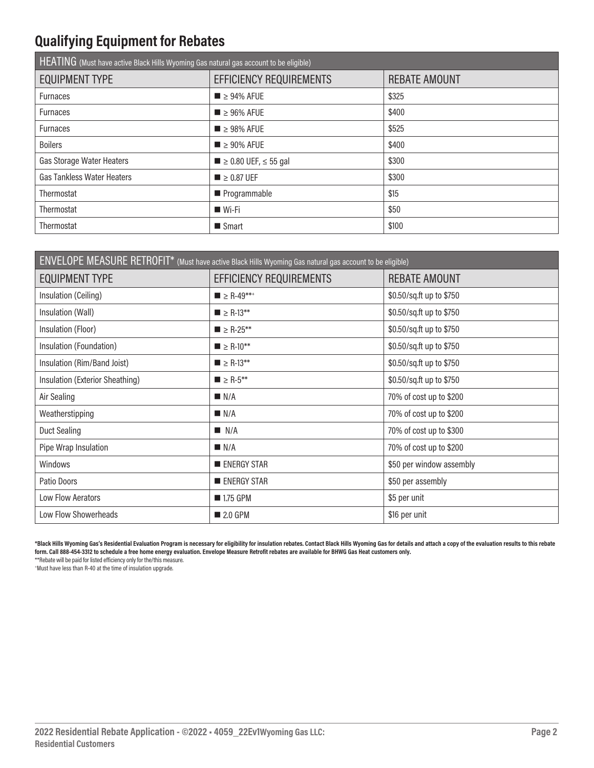## Qualifying Equipment for Rebates

| HEATING (Must have active Black Hills Wyoming Gas natural gas account to be eligible) | | |
|---|---|---|
| EQUIPMENT TYPE | EFFICIENCY REQUIREMENTS | REBATE AMOUNT |
| Furnaces | ■ ≥ 94% AFUE | $325 |
| Furnaces | ■ ≥ 96% AFUE | $400 |
| Furnaces | ■ ≥ 98% AFUE | $525 |
| Boilers | ■ ≥ 90% AFUE | $400 |
| Gas Storage Water Heaters | ■ ≥ 0.80 UEF, ≤ 55 gal | $300 |
| Gas Tankless Water Heaters | ■ ≥ 0.87 UEF | $300 |
| Thermostat | ■ Programmable | $15 |
| Thermostat | ■ Wi-Fi | $50 |
| Thermostat | ■ Smart | $100 |

| ENVELOPE MEASURE RETROFIT* (Must have active Black Hills Wyoming Gas natural gas account to be eligible) | | |
|---|---|---|
| EQUIPMENT TYPE | EFFICIENCY REQUIREMENTS | REBATE AMOUNT |
| Insulation (Ceiling) | ■ ≥ R-49**+ | $0.50/sq.ft up to $750 |
| Insulation (Wall) | ■ ≥ R-13** | $0.50/sq.ft up to $750 |
| Insulation (Floor) | ■ ≥ R-25** | $0.50/sq.ft up to $750 |
| Insulation (Foundation) | ■ ≥ R-10** | $0.50/sq.ft up to $750 |
| Insulation (Rim/Band Joist) | ■ ≥ R-13** | $0.50/sq.ft up to $750 |
| Insulation (Exterior Sheathing) | ■ ≥ R-5** | $0.50/sq.ft up to $750 |
| Air Sealing | ■ N/A | 70% of cost up to $200 |
| Weatherstripping | ■ N/A | 70% of cost up to $200 |
| Duct Sealing | ■ N/A | 70% of cost up to $300 |
| Pipe Wrap Insulation | ■ N/A | 70% of cost up to $200 |
| Windows | ■ ENERGY STAR | $50 per window assembly |
| Patio Doors | ■ ENERGY STAR | $50 per assembly |
| Low Flow Aerators | ■ 1.75 GPM | $5 per unit |
| Low Flow Showerheads | ■ 2.0 GPM | $16 per unit |

**\*Black Hills Wyoming Gas's Residential Evaluation Program is necessary for eligibility for insulation rebates. Contact Black Hills Wyoming Gas for details and attach a copy of the evaluation results to this rebate form. Call 888-454-3312 to schedule a free home energy evaluation. Envelope Measure Retrofit rebates are available for BHWG Gas Heat customers only.**

**Rebate will be paid for listed efficiency only for the/this measure.

+Must have less than R-40 at the time of insulation upgrade.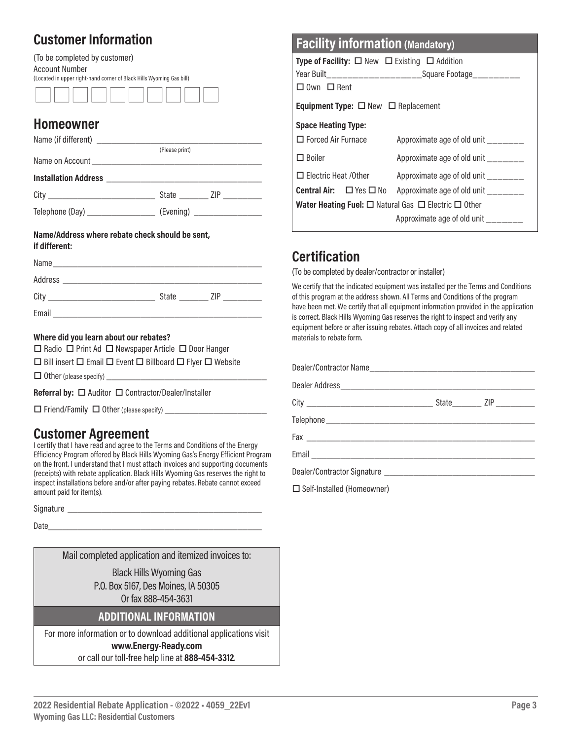## Customer Information

(To be completed by customer)

Account Number
(Located in upper right-hand corner of Black Hills Wyoming Gas bill)

☐☐☐☐☐☐☐☐☐☐

## Homeowner

Name (if different) ____________________________________
(Please print)

Name on Account ____________________________________

**Installation Address** ____________________________________

City ______________________ State _______ ZIP _________

Telephone (Day) ________________ (Evening) ________________

**Name/Address where rebate check should be sent, if different:**

Name ____________________________________

Address ____________________________________

City ______________________ State _______ ZIP _________

Email ____________________________________

**Where did you learn about our rebates?**

☐ Radio ☐ Print Ad ☐ Newspaper Article ☐ Door Hanger

☐ Bill insert ☐ Email ☐ Event ☐ Billboard ☐ Flyer ☐ Website

☐ Other (please specify) ____________________________________

**Referral by:** ☐ Auditor ☐ Contractor/Dealer/Installer

☐ Friend/Family ☐ Other (please specify) ________________________

## Customer Agreement

I certify that I have read and agree to the Terms and Conditions of the Energy Efficiency Program offered by Black Hills Wyoming Gas's Energy Efficient Program on the front. I understand that I must attach invoices and supporting documents (receipts) with rebate application. Black Hills Wyoming Gas reserves the right to inspect installations before and/or after paying rebates. Rebate cannot exceed amount paid for item(s).

Signature ____________________________________

Date ____________________________________

Mail completed application and itemized invoices to:

Black Hills Wyoming Gas
P.O. Box 5167, Des Moines, IA 50305
Or fax 888-454-3631

### ADDITIONAL INFORMATION

For more information or to download additional applications visit
**www.Energy-Ready.com**
or call our toll-free help line at **888-454-3312**.

## Facility information (Mandatory)

**Type of Facility:** ☐ New ☐ Existing ☐ Addition

Year Built ____________________ Square Footage __________

☐ Own ☐ Rent

**Equipment Type:** ☐ New ☐ Replacement

**Space Heating Type:**

☐ Forced Air Furnace Approximate age of old unit ________

☐ Boiler Approximate age of old unit ________

☐ Electric Heat /Other Approximate age of old unit ________

**Central Air:** ☐ Yes ☐ No Approximate age of old unit ________

**Water Heating Fuel:** ☐ Natural Gas ☐ Electric ☐ Other
Approximate age of old unit ________

## Certification

(To be completed by dealer/contractor or installer)

We certify that the indicated equipment was installed per the Terms and Conditions of this program at the address shown. All Terms and Conditions of the program have been met. We certify that all equipment information provided in the application is correct. Black Hills Wyoming Gas reserves the right to inspect and verify any equipment before or after issuing rebates. Attach copy of all invoices and related materials to rebate form.

Dealer/Contractor Name ____________________________________

Dealer Address ____________________________________

City ______________________ State _______ ZIP _________

Telephone ____________________________________

Fax ____________________________________

Email ____________________________________

Dealer/Contractor Signature ____________________________________

☐ Self-Installed (Homeowner)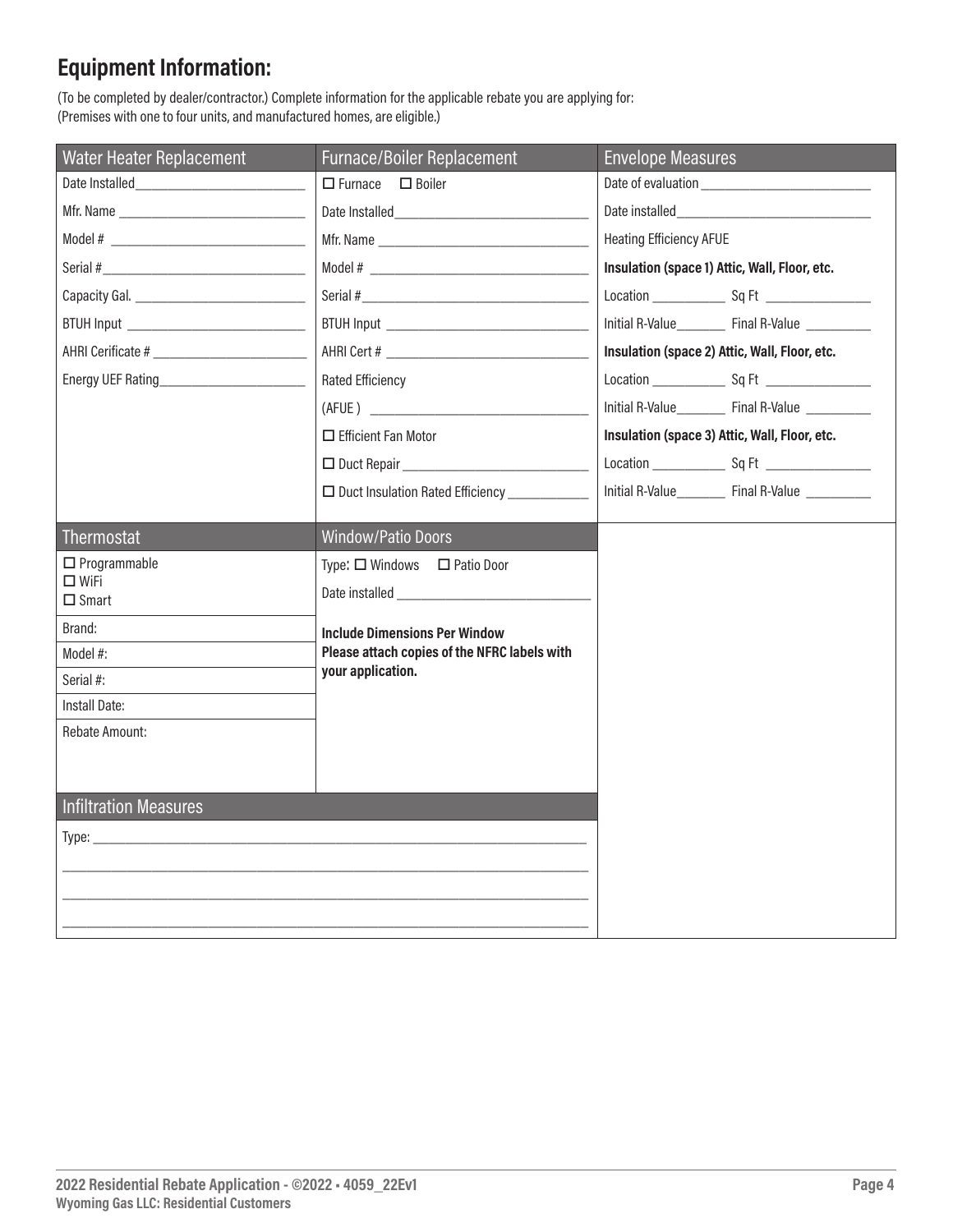## Equipment Information:

(To be completed by dealer/contractor.) Complete information for the applicable rebate you are applying for:
(Premises with one to four units, and manufactured homes, are eligible.)

| Water Heater Replacement | Furnace/Boiler Replacement | Envelope Measures |
|---|---|---|
| Date Installed_______________ | ☐ Furnace ☐ Boiler | Date of evaluation _______________ |
| Mfr. Name _______________ | Date Installed_______________ | Date installed_______________ |
| Model # _______________ | Mfr. Name _______________ | Heating Efficiency AFUE |
| Serial #_______________ | Model # _______________ | **Insulation (space 1) Attic, Wall, Floor, etc.** |
| Capacity Gal. _______________ | Serial #_______________ | Location _______ Sq Ft _______ |
| BTUH Input _______________ | BTUH Input _______________ | Initial R-Value_______ Final R-Value _______ |
| AHRI Cericficate # _______________ | AHRI Cert # _______________ | **Insulation (space 2) Attic, Wall, Floor, etc.** |
| Energy UEF Rating_______________ | Rated Efficiency | Location _______ Sq Ft _______ |
| | (AFUE ) _______________ | Initial R-Value_______ Final R-Value _______ |
| | ☐ Efficient Fan Motor | **Insulation (space 3) Attic, Wall, Floor, etc.** |
| | ☐ Duct Repair _______________ | Location _______ Sq Ft _______ |
| | ☐ Duct Insulation Rated Efficiency _______ | Initial R-Value_______ Final R-Value _______ |

| Thermostat | Window/Patio Doors |
|---|---|
| ☐ Programmable<br>☐ WiFi<br>☐ Smart | Type: ☐ Windows ☐ Patio Door |
| Brand: | Date installed _______________ |
| Model #: | **Include Dimensions Per Window** |
| Serial #: | **Please attach copies of the NFRC labels with your application.** |
| Install Date: | |
| Rebate Amount: | |

### Infiltration Measures

Type: _______________________________________________

_______________________________________________

_______________________________________________

_______________________________________________